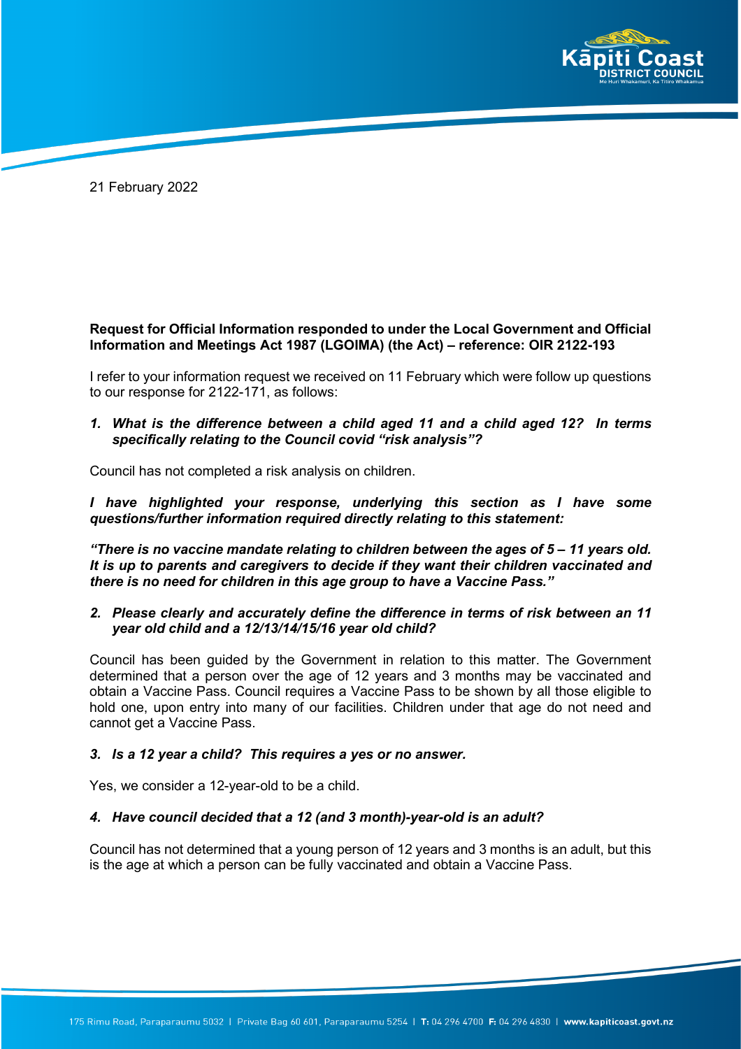21 February 2022

**Request for Official Information responded to under the Local Government and Official Information and Meetings Act 1987 (LGOIMA) (the Act) – reference: OIR 2122-193**

I refer to your information request we received on 11 February which were follow up questions to our response for 2122-171, as follows:

1. ***What is the difference between a child aged 11 and a child aged 12? In terms specifically relating to the Council covid "risk analysis"?***

Council has not completed a risk analysis on children.

***I have highlighted your response, underlying this section as I have some questions/further information required directly relating to this statement:***

***"There is no vaccine mandate relating to children between the ages of 5 – 11 years old. It is up to parents and caregivers to decide if they want their children vaccinated and there is no need for children in this age group to have a Vaccine Pass."***

2. ***Please clearly and accurately define the difference in terms of risk between an 11 year old child and a 12/13/14/15/16 year old child?***

Council has been guided by the Government in relation to this matter. The Government determined that a person over the age of 12 years and 3 months may be vaccinated and obtain a Vaccine Pass. Council requires a Vaccine Pass to be shown by all those eligible to hold one, upon entry into many of our facilities. Children under that age do not need and cannot get a Vaccine Pass.

3. ***Is a 12 year a child? This requires a yes or no answer.***

Yes, we consider a 12-year-old to be a child.

4. ***Have council decided that a 12 (and 3 month)-year-old is an adult?***

Council has not determined that a young person of 12 years and 3 months is an adult, but this is the age at which a person can be fully vaccinated and obtain a Vaccine Pass.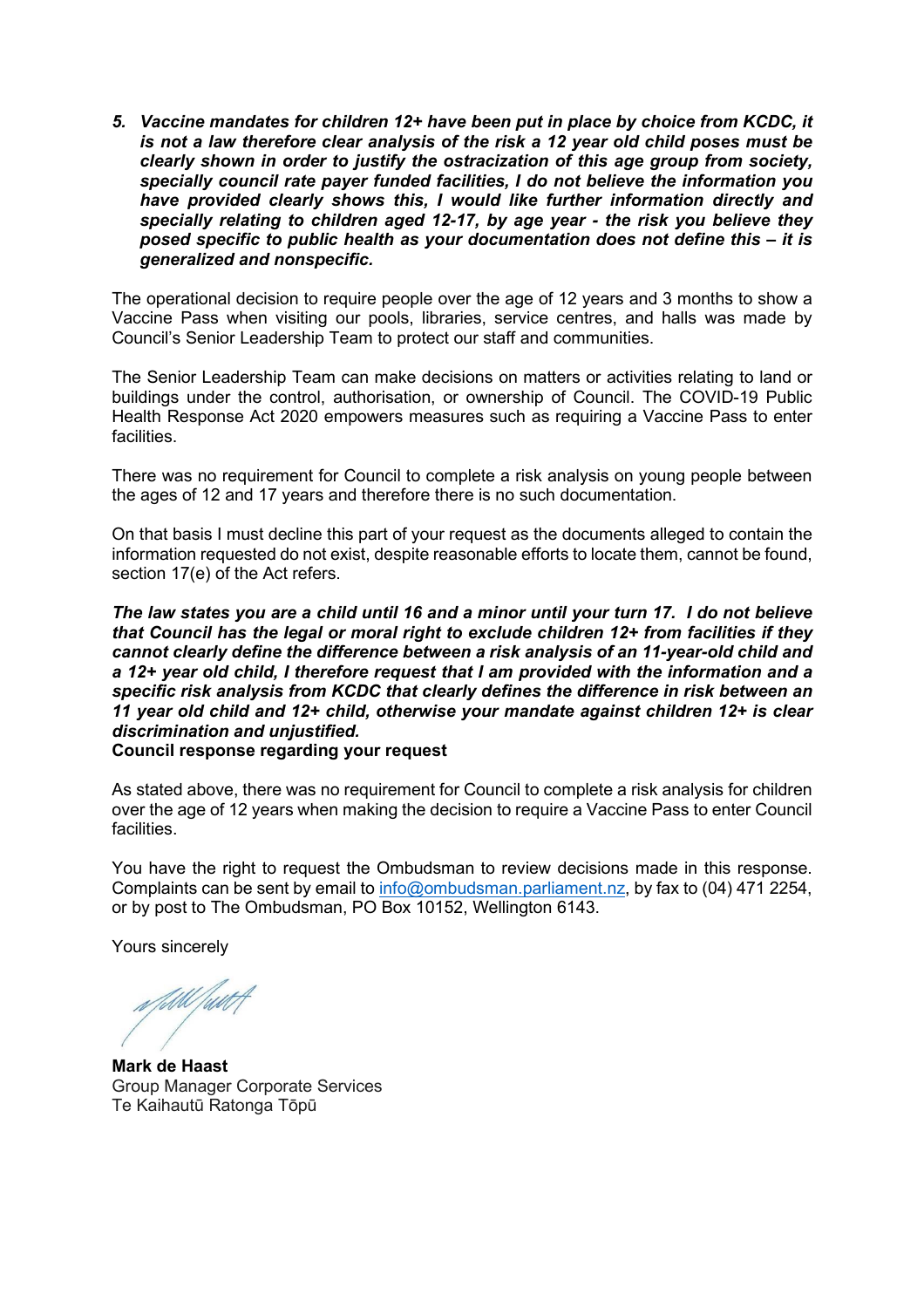5. ***Vaccine mandates for children 12+ have been put in place by choice from KCDC, it is not a law therefore clear analysis of the risk a 12 year old child poses must be clearly shown in order to justify the ostracization of this age group from society, specially council rate payer funded facilities, I do not believe the information you have provided clearly shows this, I would like further information directly and specially relating to children aged 12-17, by age year - the risk you believe they posed specific to public health as your documentation does not define this – it is generalized and nonspecific.***

The operational decision to require people over the age of 12 years and 3 months to show a Vaccine Pass when visiting our pools, libraries, service centres, and halls was made by Council's Senior Leadership Team to protect our staff and communities.

The Senior Leadership Team can make decisions on matters or activities relating to land or buildings under the control, authorisation, or ownership of Council. The COVID-19 Public Health Response Act 2020 empowers measures such as requiring a Vaccine Pass to enter facilities.

There was no requirement for Council to complete a risk analysis on young people between the ages of 12 and 17 years and therefore there is no such documentation.

On that basis I must decline this part of your request as the documents alleged to contain the information requested do not exist, despite reasonable efforts to locate them, cannot be found, section 17(e) of the Act refers.

***The law states you are a child until 16 and a minor until your turn 17. I do not believe that Council has the legal or moral right to exclude children 12+ from facilities if they cannot clearly define the difference between a risk analysis of an 11-year-old child and a 12+ year old child, I therefore request that I am provided with the information and a specific risk analysis from KCDC that clearly defines the difference in risk between an 11 year old child and 12+ child, otherwise your mandate against children 12+ is clear discrimination and unjustified.***

**Council response regarding your request**

As stated above, there was no requirement for Council to complete a risk analysis for children over the age of 12 years when making the decision to require a Vaccine Pass to enter Council facilities.

You have the right to request the Ombudsman to review decisions made in this response. Complaints can be sent by email to info@ombudsman.parliament.nz, by fax to (04) 471 2254, or by post to The Ombudsman, PO Box 10152, Wellington 6143.

Yours sincerely

**Mark de Haast**
Group Manager Corporate Services
Te Kaihautū Ratonga Tōpū